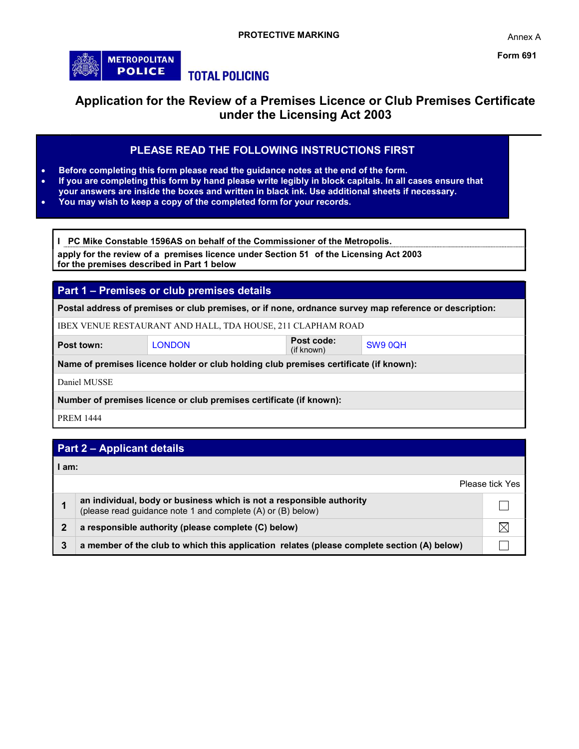PROTECTIVE MARKING

Annex A

**Form 691**

METROPOLITAN POLICE

TOTAL POLICING

# Application for the Review of a Premises Licence or Club Premises Certificate under the Licensing Act 2003

## PLEASE READ THE FOLLOWING INSTRUCTIONS FIRST

- **Before completing this form please read the guidance notes at the end of the form.**
- **If you are completing this form by hand please write legibly in block capitals. In all cases ensure that your answers are inside the boxes and written in black ink. Use additional sheets if necessary.**
- **You may wish to keep a copy of the completed form for your records.**

**I PC Mike Constable 1596AS on behalf of the Commissioner of the Metropolis.**
**apply for the review of a premises licence under Section 51 of the Licensing Act 2003 for the premises described in Part 1 below**

## Part 1 – Premises or club premises details

| **Postal address of premises or club premises, or if none, ordnance survey map reference or description:** | | | |
|---|---|---|---|
| IBEX VENUE RESTAURANT AND HALL, TDA HOUSE, 211 CLAPHAM ROAD | | | |
| **Post town:** | LONDON | **Post code:** (if known) | SW9 0QH |
| **Name of premises licence holder or club holding club premises certificate (if known):** | | | |
| Daniel MUSSE | | | |
| **Number of premises licence or club premises certificate (if known):** | | | |
| PREM 1444 | | | |

## Part 2 – Applicant details

**I am:**

| | | Please tick Yes |
|---|---|---|
| **1** | **an individual, body or business which is not a responsible authority** (please read guidance note 1 and complete (A) or (B) below) | ☐ |
| **2** | **a responsible authority (please complete (C) below)** | ☒ |
| **3** | **a member of the club to which this application relates (please complete section (A) below)** | ☐ |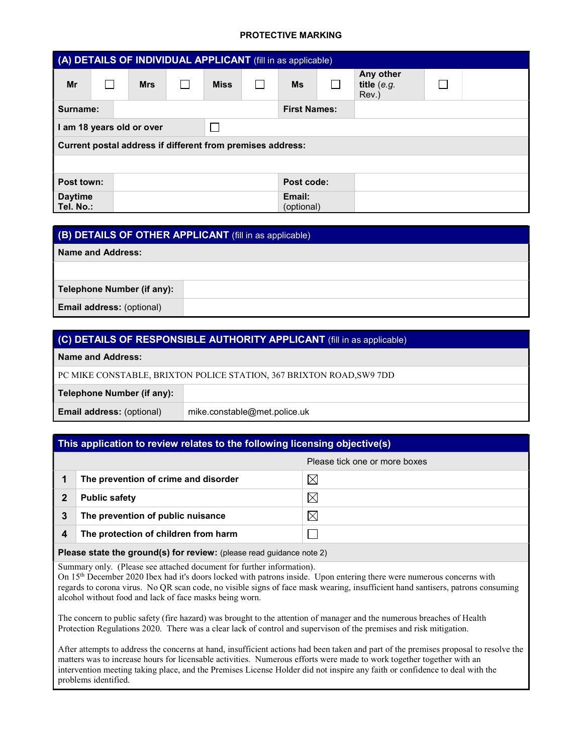**PROTECTIVE MARKING**

| **(A) DETAILS OF INDIVIDUAL APPLICANT** (fill in as applicable) | | | | | | | | | |
|---|---|---|---|---|---|---|---|---|---|
| **Mr** | ☐ | **Mrs** | ☐ | **Miss** | ☐ | **Ms** | ☐ | **Any other title** (*e.g.* Rev.) | ☐ |

| | | | |
|---|---|---|---|
| **Surname:** | | **First Names:** | |
| **I am 18 years old or over** | ☐ | | |
| **Current postal address if different from premises address:** | | | |
| | | | |
| **Post town:** | | **Post code:** | |
| **Daytime Tel. No.:** | | **Email:** (optional) | |

| **(B) DETAILS OF OTHER APPLICANT** (fill in as applicable) | |
|---|---|
| **Name and Address:** | |
| | |
| **Telephone Number (if any):** | |
| **Email address:** (optional) | |

| **(C) DETAILS OF RESPONSIBLE AUTHORITY APPLICANT** (fill in as applicable) | |
|---|---|
| **Name and Address:** | |
| PC MIKE CONSTABLE, BRIXTON POLICE STATION, 367 BRIXTON ROAD,SW9 7DD | |
| **Telephone Number (if any):** | |
| **Email address:** (optional) | mike.constable@met.police.uk |

| **This application to review relates to the following licensing objective(s)** | | |
|---|---|---|
| | | Please tick one or more boxes |
| **1** | **The prevention of crime and disorder** | ☒ |
| **2** | **Public safety** | ☒ |
| **3** | **The prevention of public nuisance** | ☒ |
| **4** | **The protection of children from harm** | ☐ |

**Please state the ground(s) for review:** (please read guidance note 2)

Summary only. (Please see attached document for further information).
On 15th December 2020 Ibex had it's doors locked with patrons inside. Upon entering there were numerous concerns with regards to corona virus. No QR scan code, no visible signs of face mask wearing, insufficient hand santisers, patrons consuming alcohol without food and lack of face masks being worn.

The concern to public safety (fire hazard) was brought to the attention of manager and the numerous breaches of Health Protection Regulations 2020. There was a clear lack of control and supervison of the premises and risk mitigation.

After attempts to address the concerns at hand, insufficient actions had been taken and part of the premises proposal to resolve the matters was to increase hours for licensable activities. Numerous efforts were made to work together together with an intervention meeting taking place, and the Premises License Holder did not inspire any faith or confidence to deal with the problems identified.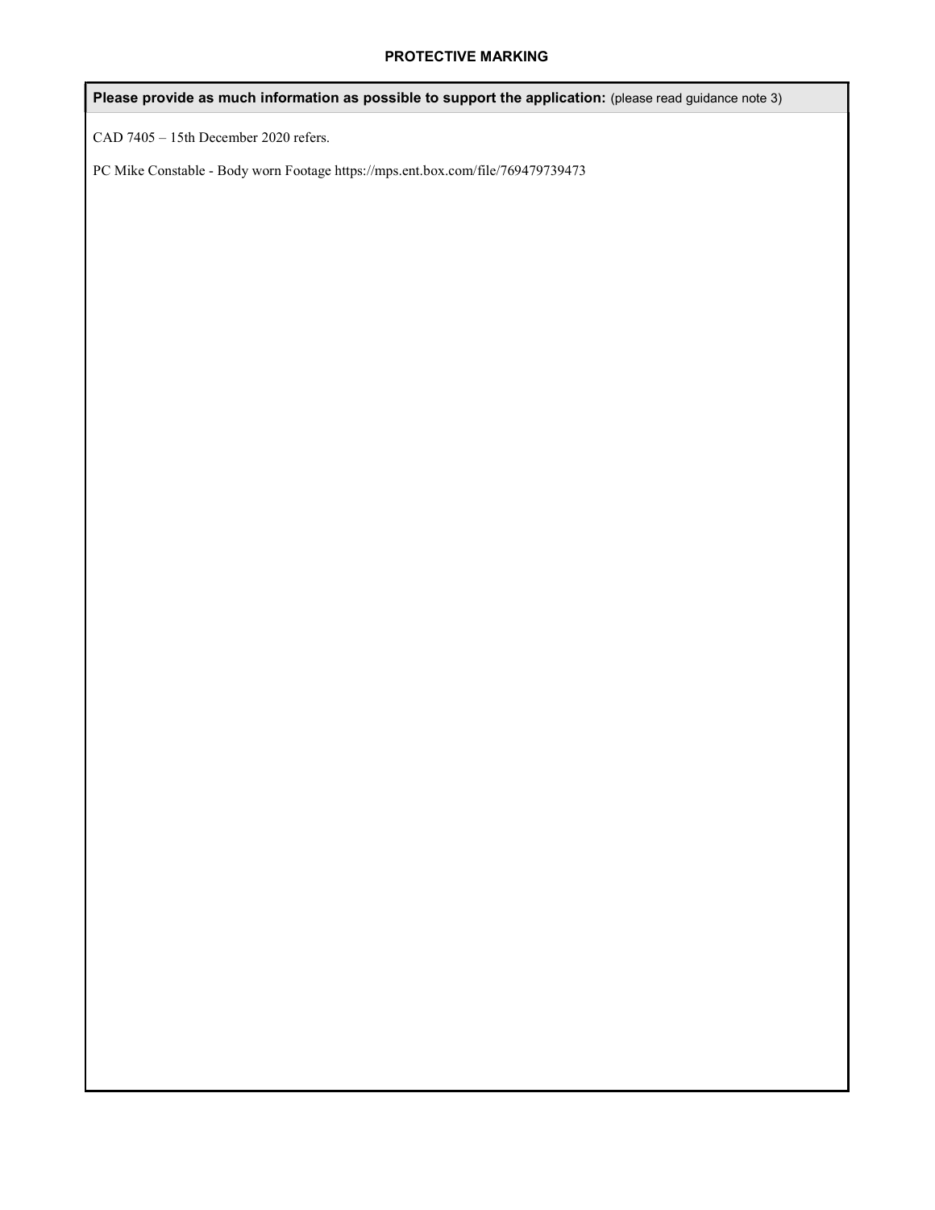**PROTECTIVE MARKING**

**Please provide as much information as possible to support the application:** (please read guidance note 3)

CAD 7405 – 15th December 2020 refers.

PC Mike Constable - Body worn Footage https://mps.ent.box.com/file/769479739473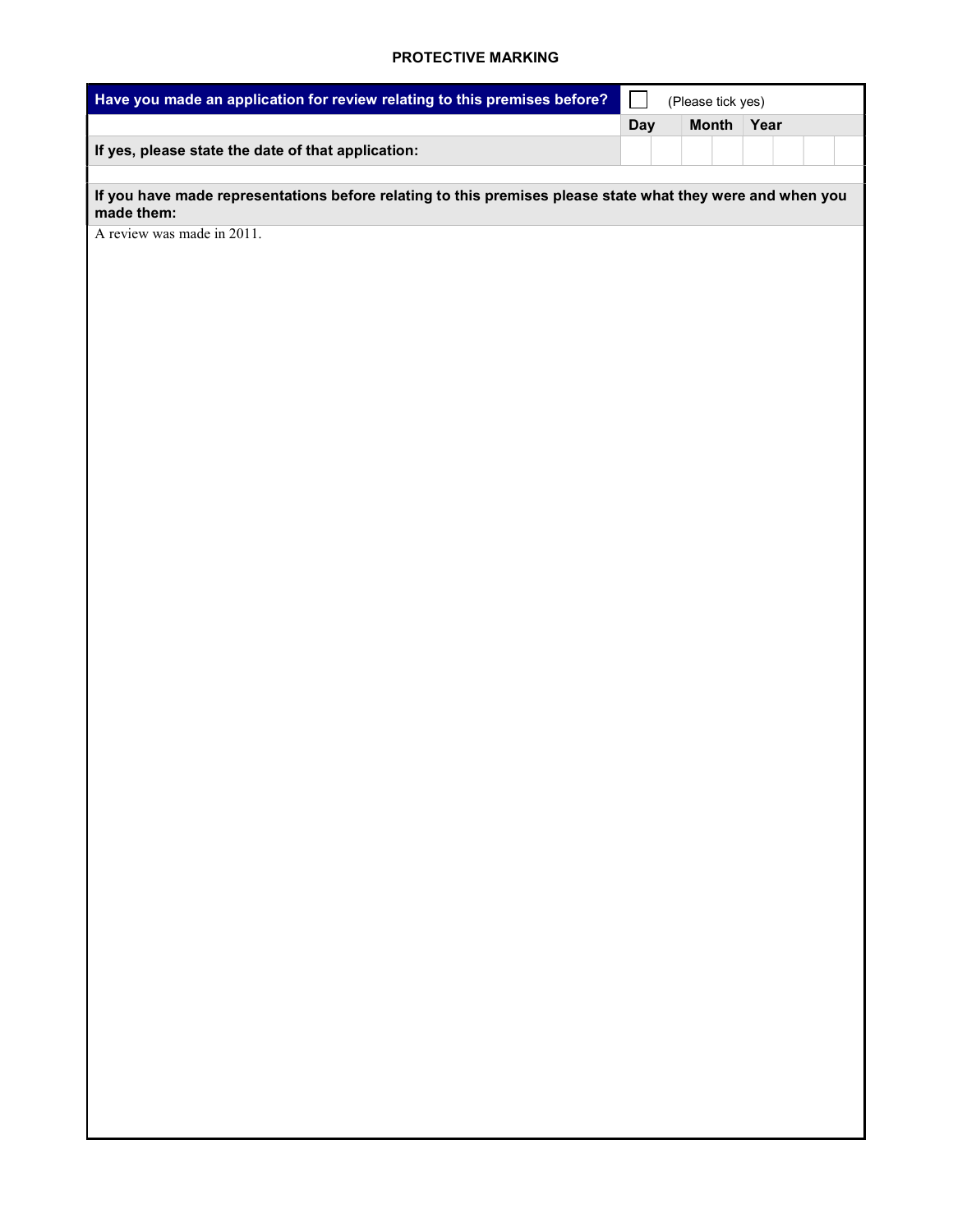**PROTECTIVE MARKING**

| **Have you made an application for review relating to this premises before?** | ☐ (Please tick yes) | | |
|---|---|---|---|
| | **Day** | **Month** | **Year** |
| **If yes, please state the date of that application:** | | | |

**If you have made representations before relating to this premises please state what they were and when you made them:**

A review was made in 2011.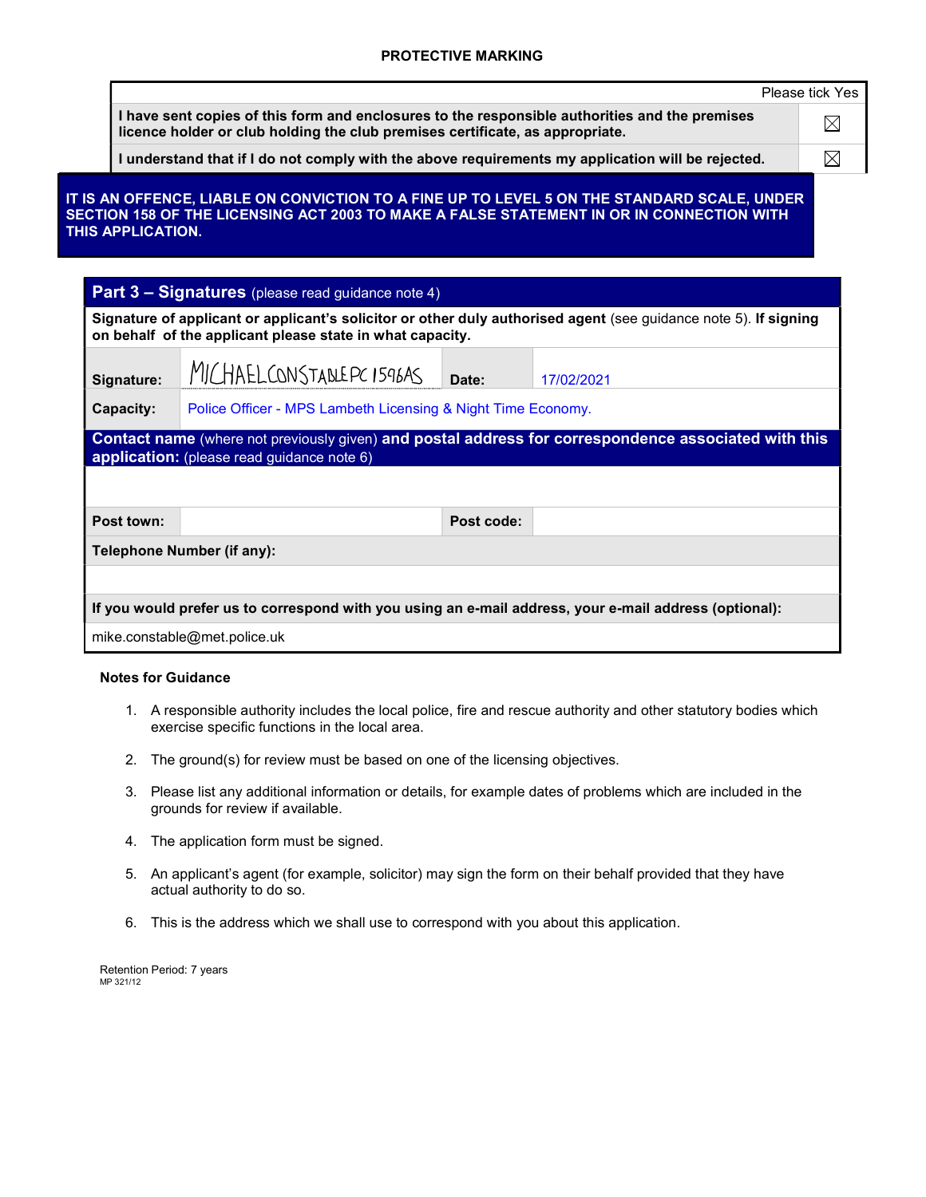**PROTECTIVE MARKING**

| | Please tick Yes |
|---|---|
| **I have sent copies of this form and enclosures to the responsible authorities and the premises licence holder or club holding the club premises certificate, as appropriate.** | ☒ |
| **I understand that if I do not comply with the above requirements my application will be rejected.** | ☒ |

**IT IS AN OFFENCE, LIABLE ON CONVICTION TO A FINE UP TO LEVEL 5 ON THE STANDARD SCALE, UNDER SECTION 158 OF THE LICENSING ACT 2003 TO MAKE A FALSE STATEMENT IN OR IN CONNECTION WITH THIS APPLICATION.**

## Part 3 – Signatures (please read guidance note 4)

**Signature of applicant or applicant's solicitor or other duly authorised agent** (see guidance note 5). **If signing on behalf of the applicant please state in what capacity.**

| | | | |
|---|---|---|---|
| **Signature:** | MICHAEL CONSTABLE PC 1596AS | **Date:** | 17/02/2021 |
| **Capacity:** | Police Officer - MPS Lambeth Licensing & Night Time Economy. | | |

**Contact name** (where not previously given) **and postal address for correspondence associated with this application:** (please read guidance note 6)

| | | | |
|---|---|---|---|
| **Post town:** | | **Post code:** | |

**Telephone Number (if any):**

**If you would prefer us to correspond with you using an e-mail address, your e-mail address (optional):**

mike.constable@met.police.uk

**Notes for Guidance**

1. A responsible authority includes the local police, fire and rescue authority and other statutory bodies which exercise specific functions in the local area.
2. The ground(s) for review must be based on one of the licensing objectives.
3. Please list any additional information or details, for example dates of problems which are included in the grounds for review if available.
4. The application form must be signed.
5. An applicant's agent (for example, solicitor) may sign the form on their behalf provided that they have actual authority to do so.
6. This is the address which we shall use to correspond with you about this application.

Retention Period: 7 years
MP 321/12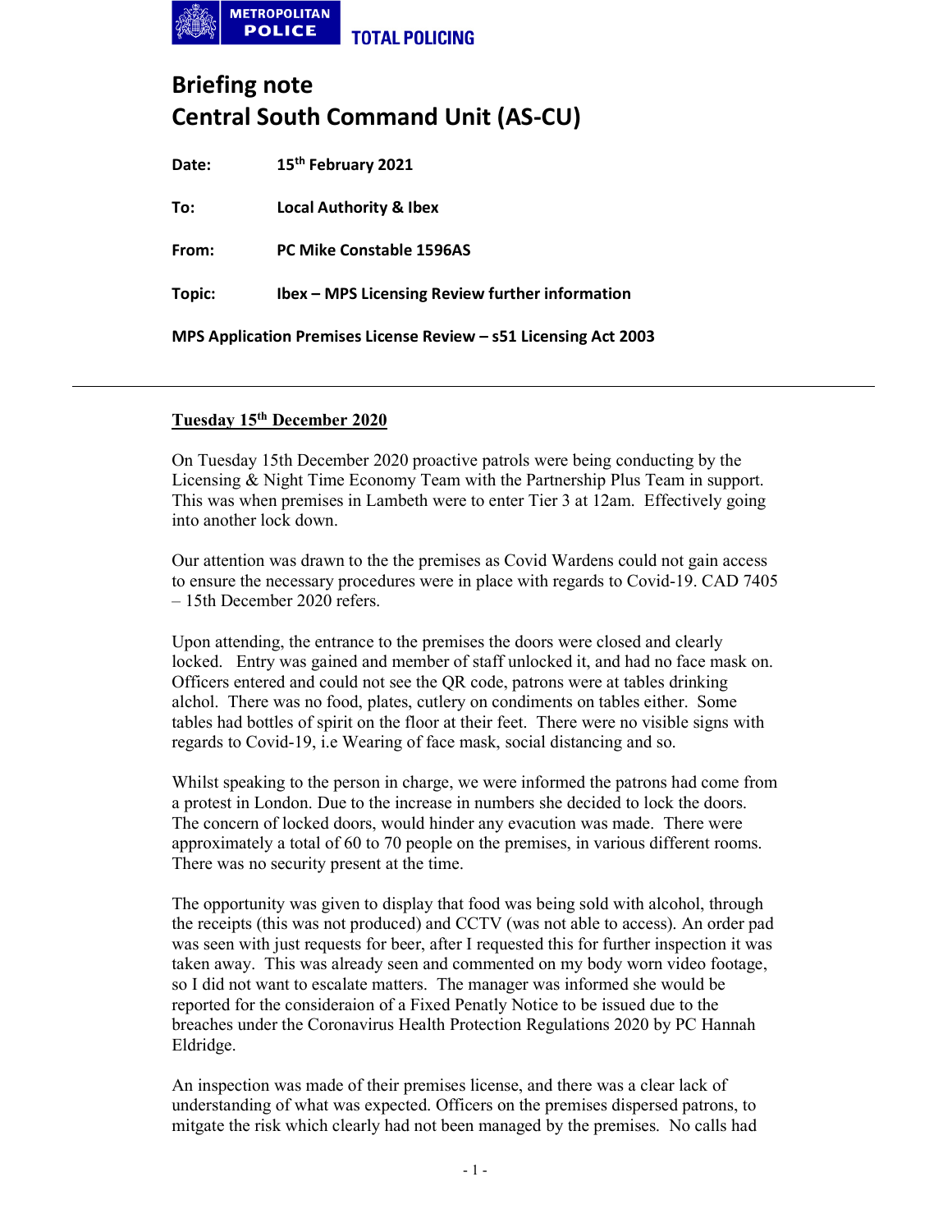METROPOLITAN POLICE TOTAL POLICING

# Briefing note
# Central South Command Unit (AS-CU)

**Date:** 15[th] February 2021

**To:** Local Authority & Ibex

**From:** PC Mike Constable 1596AS

**Topic:** Ibex – MPS Licensing Review further information

**MPS Application Premises License Review – s51 Licensing Act 2003**

---

## Tuesday 15[th] December 2020

On Tuesday 15th December 2020 proactive patrols were being conducting by the Licensing & Night Time Economy Team with the Partnership Plus Team in support. This was when premises in Lambeth were to enter Tier 3 at 12am. Effectively going into another lock down.

Our attention was drawn to the the premises as Covid Wardens could not gain access to ensure the necessary procedures were in place with regards to Covid-19. CAD 7405 – 15th December 2020 refers.

Upon attending, the entrance to the premises the doors were closed and clearly locked. Entry was gained and member of staff unlocked it, and had no face mask on. Officers entered and could not see the QR code, patrons were at tables drinking alchol. There was no food, plates, cutlery on condiments on tables either. Some tables had bottles of spirit on the floor at their feet. There were no visible signs with regards to Covid-19, i.e Wearing of face mask, social distancing and so.

Whilst speaking to the person in charge, we were informed the patrons had come from a protest in London. Due to the increase in numbers she decided to lock the doors. The concern of locked doors, would hinder any evacution was made. There were approximately a total of 60 to 70 people on the premises, in various different rooms. There was no security present at the time.

The opportunity was given to display that food was being sold with alcohol, through the receipts (this was not produced) and CCTV (was not able to access). An order pad was seen with just requests for beer, after I requested this for further inspection it was taken away. This was already seen and commented on my body worn video footage, so I did not want to escalate matters. The manager was informed she would be reported for the consideraion of a Fixed Penatly Notice to be issued due to the breaches under the Coronavirus Health Protection Regulations 2020 by PC Hannah Eldridge.

An inspection was made of their premises license, and there was a clear lack of understanding of what was expected. Officers on the premises dispersed patrons, to mitgate the risk which clearly had not been managed by the premises. No calls had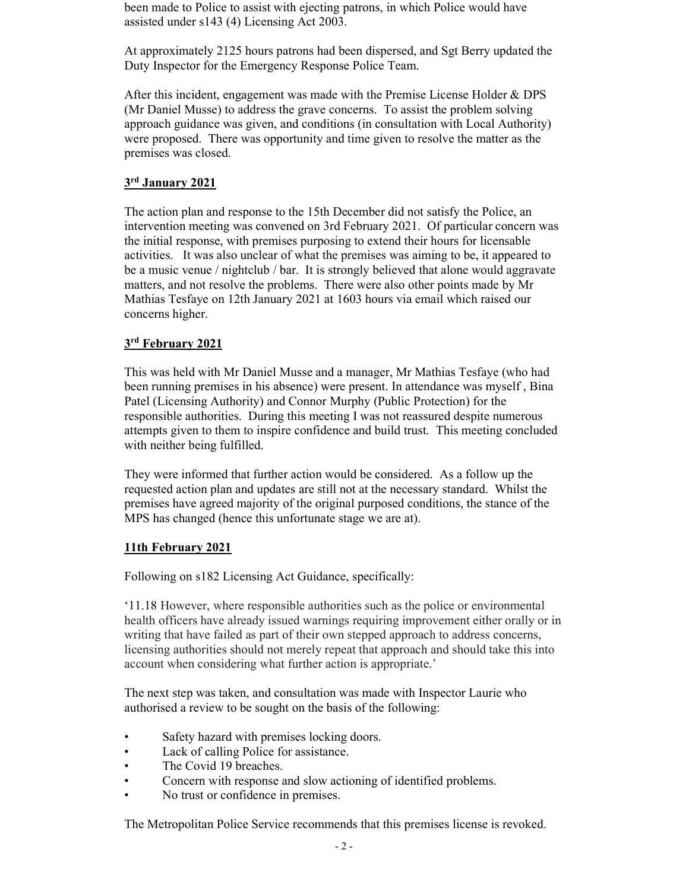been made to Police to assist with ejecting patrons, in which Police would have assisted under s143 (4) Licensing Act 2003.

At approximately 2125 hours patrons had been dispersed, and Sgt Berry updated the Duty Inspector for the Emergency Response Police Team.

After this incident, engagement was made with the Premise License Holder & DPS (Mr Daniel Musse) to address the grave concerns. To assist the problem solving approach guidance was given, and conditions (in consultation with Local Authority) were proposed. There was opportunity and time given to resolve the matter as the premises was closed.

**3rd January 2021**

The action plan and response to the 15th December did not satisfy the Police, an intervention meeting was convened on 3rd February 2021. Of particular concern was the initial response, with premises purposing to extend their hours for licensable activities. It was also unclear of what the premises was aiming to be, it appeared to be a music venue / nightclub / bar. It is strongly believed that alone would aggravate matters, and not resolve the problems. There were also other points made by Mr Mathias Tesfaye on 12th January 2021 at 1603 hours via email which raised our concerns higher.

**3rd February 2021**

This was held with Mr Daniel Musse and a manager, Mr Mathias Tesfaye (who had been running premises in his absence) were present. In attendance was myself , Bina Patel (Licensing Authority) and Connor Murphy (Public Protection) for the responsible authorities. During this meeting I was not reassured despite numerous attempts given to them to inspire confidence and build trust. This meeting concluded with neither being fulfilled.

They were informed that further action would be considered. As a follow up the requested action plan and updates are still not at the necessary standard. Whilst the premises have agreed majority of the original purposed conditions, the stance of the MPS has changed (hence this unfortunate stage we are at).

**11th February 2021**

Following on s182 Licensing Act Guidance, specifically:

'11.18 However, where responsible authorities such as the police or environmental health officers have already issued warnings requiring improvement either orally or in writing that have failed as part of their own stepped approach to address concerns, licensing authorities should not merely repeat that approach and should take this into account when considering what further action is appropriate.'

The next step was taken, and consultation was made with Inspector Laurie who authorised a review to be sought on the basis of the following:

- Safety hazard with premises locking doors.
- Lack of calling Police for assistance.
- The Covid 19 breaches.
- Concern with response and slow actioning of identified problems.
- No trust or confidence in premises.

The Metropolitan Police Service recommends that this premises license is revoked.